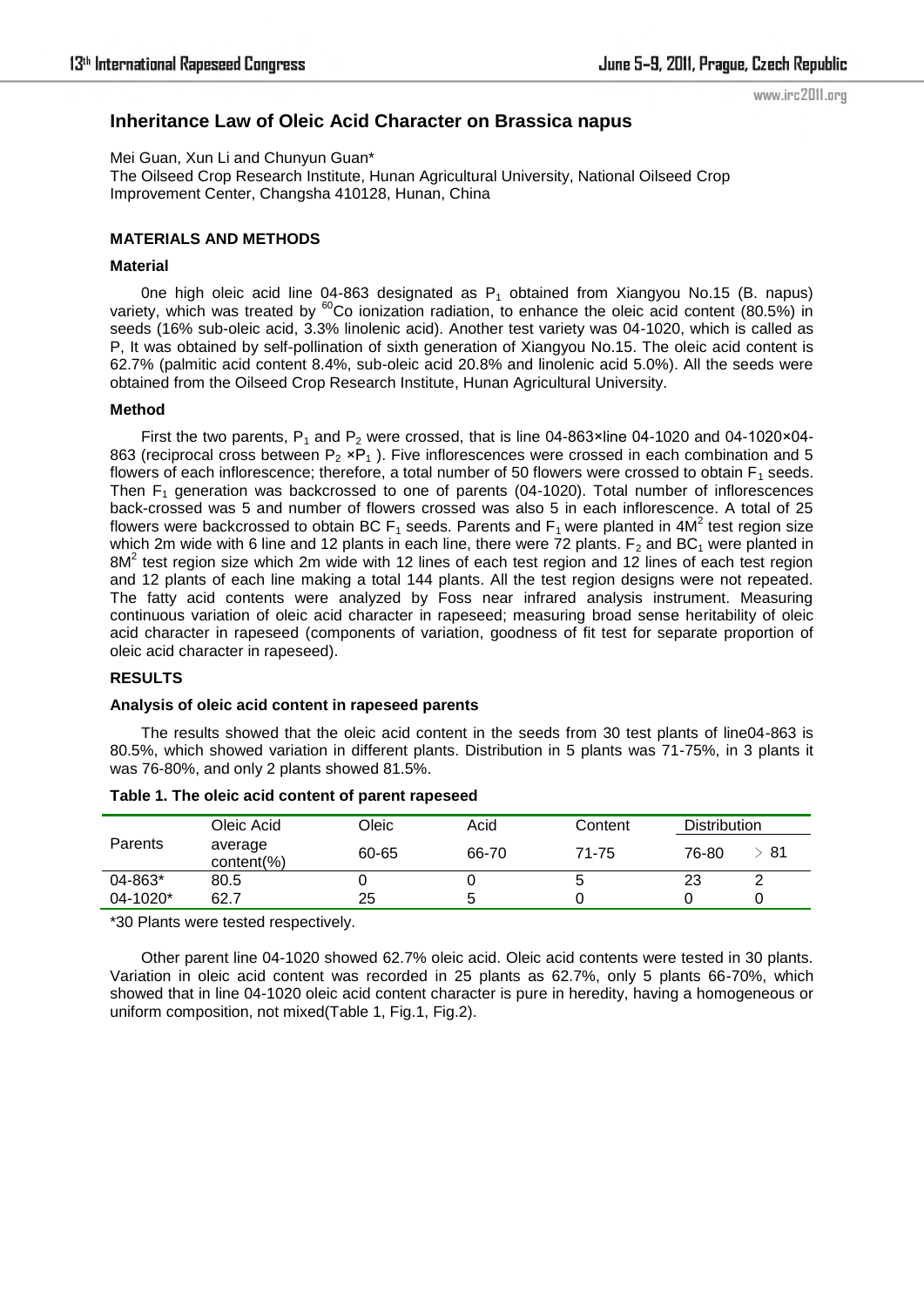# Inheritance Law of Oleic Acid Character on Brassica napus

Mei Guan, Xun Li and Chunyun Guan*

The Oilseed Crop Research Institute, Hunan Agricultural University, National Oilseed Crop Improvement Center, Changsha 410128, Hunan, China

## MATERIALS AND METHODS

### Material

0ne high oleic acid line 04-863 designated as $P_1$ obtained from Xiangyou No.15 (B. napus) variety, which was treated by $^{60}$Co ionization radiation, to enhance the oleic acid content (80.5%) in seeds (16% sub-oleic acid, 3.3% linolenic acid). Another test variety was 04-1020, which is called as P, It was obtained by self-pollination of sixth generation of Xiangyou No.15. The oleic acid content is 62.7% (palmitic acid content 8.4%, sub-oleic acid 20.8% and linolenic acid 5.0%). All the seeds were obtained from the Oilseed Crop Research Institute, Hunan Agricultural University.

### Method

First the two parents, $P_1$ and $P_2$ were crossed, that is line 04-863×line 04-1020 and 04-1020×04-863 (reciprocal cross between $P_2$ ×$P_1$ ). Five inflorescences were crossed in each combination and 5 flowers of each inflorescence; therefore, a total number of 50 flowers were crossed to obtain $F_1$ seeds. Then $F_1$ generation was backcrossed to one of parents (04-1020). Total number of inflorescences back-crossed was 5 and number of flowers crossed was also 5 in each inflorescence. A total of 25 flowers were backcrossed to obtain BC $F_1$ seeds. Parents and $F_1$ were planted in 4M$^2$ test region size which 2m wide with 6 line and 12 plants in each line, there were 72 plants. $F_2$ and $BC_1$ were planted in 8M$^2$ test region size which 2m wide with 12 lines of each test region and 12 lines of each test region and 12 plants of each line making a total 144 plants. All the test region designs were not repeated. The fatty acid contents were analyzed by Foss near infrared analysis instrument. Measuring continuous variation of oleic acid character in rapeseed; measuring broad sense heritability of oleic acid character in rapeseed (components of variation, goodness of fit test for separate proportion of oleic acid character in rapeseed).

## RESULTS

### Analysis of oleic acid content in rapeseed parents

The results showed that the oleic acid content in the seeds from 30 test plants of line04-863 is 80.5%, which showed variation in different plants. Distribution in 5 plants was 71-75%, in 3 plants it was 76-80%, and only 2 plants showed 81.5%.

**Table 1. The oleic acid content of parent rapeseed**

| Parents | Oleic Acid average content(%) | Oleic | Acid | Content | Distribution | |
|---|---|---|---|---|---|---|
| | | 60-65 | 66-70 | 71-75 | 76-80 | ＞81 |
| 04-863* | 80.5 | 0 | 0 | 5 | 23 | 2 |
| 04-1020* | 62.7 | 25 | 5 | 0 | 0 | 0 |

*30 Plants were tested respectively.

Other parent line 04-1020 showed 62.7% oleic acid. Oleic acid contents were tested in 30 plants. Variation in oleic acid content was recorded in 25 plants as 62.7%, only 5 plants 66-70%, which showed that in line 04-1020 oleic acid content character is pure in heredity, having a homogeneous or uniform composition, not mixed(Table 1, Fig.1, Fig.2).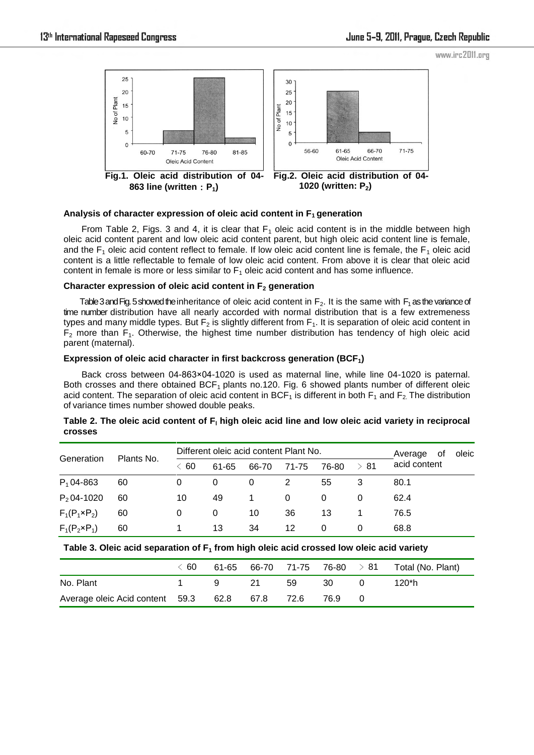Fig.1. Oleic acid distribution of 04-863 line (written：$P_1$)

Fig.2. Oleic acid distribution of 04-1020 (written: $P_2$)

**Analysis of character expression of oleic acid content in $F_1$ generation**

From Table 2, Figs. 3 and 4, it is clear that $F_1$ oleic acid content is in the middle between high oleic acid content parent and low oleic acid content parent, but high oleic acid content line is female, and the $F_1$ oleic acid content reflect to female. If low oleic acid content line is female, the $F_1$ oleic acid content is a little reflectable to female of low oleic acid content. From above it is clear that oleic acid content in female is more or less similar to $F_1$ oleic acid content and has some influence.

**Character expression of oleic acid content in $F_2$ generation**

Table 3 and Fig. 5 showed the inheritance of oleic acid content in $F_2$. It is the same with $F_1$ as the variance of time number distribution have all nearly accorded with normal distribution that is a few extremeness types and many middle types. But $F_2$ is slightly different from $F_1$. It is separation of oleic acid content in $F_2$ more than $F_1$. Otherwise, the highest time number distribution has tendency of high oleic acid parent (maternal).

**Expression of oleic acid character in first backcross generation ($BCF_1$)**

Back cross between 04-863×04-1020 is used as maternal line, while line 04-1020 is paternal. Both crosses and there obtained $BCF_1$ plants no.120. Fig. 6 showed plants number of different oleic acid content. The separation of oleic acid content in $BCF_1$ is different in both $F_1$ and $F_2$. The distribution of variance times number showed double peaks.

**Table 2. The oleic acid content of $F_l$ high oleic acid line and low oleic acid variety in reciprocal crosses**

| Generation | Plants No. | Different oleic acid content Plant No. | | | | | | Average of oleic acid content |
|---|---|---|---|---|---|---|---|---|
| | | ＜60 | 61-65 | 66-70 | 71-75 | 76-80 | ＞81 | |
| $P_1$ 04-863 | 60 | 0 | 0 | 0 | 2 | 55 | 3 | 80.1 |
| $P_2$ 04-1020 | 60 | 10 | 49 | 1 | 0 | 0 | 0 | 62.4 |
| $F_1(P_1 \times P_2)$ | 60 | 0 | 0 | 10 | 36 | 13 | 1 | 76.5 |
| $F_1(P_2 \times P_1)$ | 60 | 1 | 13 | 34 | 12 | 0 | 0 | 68.8 |

**Table 3. Oleic acid separation of $F_1$ from high oleic acid crossed low oleic acid variety**

| | ＜60 | 61-65 | 66-70 | 71-75 | 76-80 | ＞81 | Total (No. Plant) |
|---|---|---|---|---|---|---|---|
| No. Plant | 1 | 9 | 21 | 59 | 30 | 0 | 120*h |
| Average oleic Acid content | 59.3 | 62.8 | 67.8 | 72.6 | 76.9 | 0 | |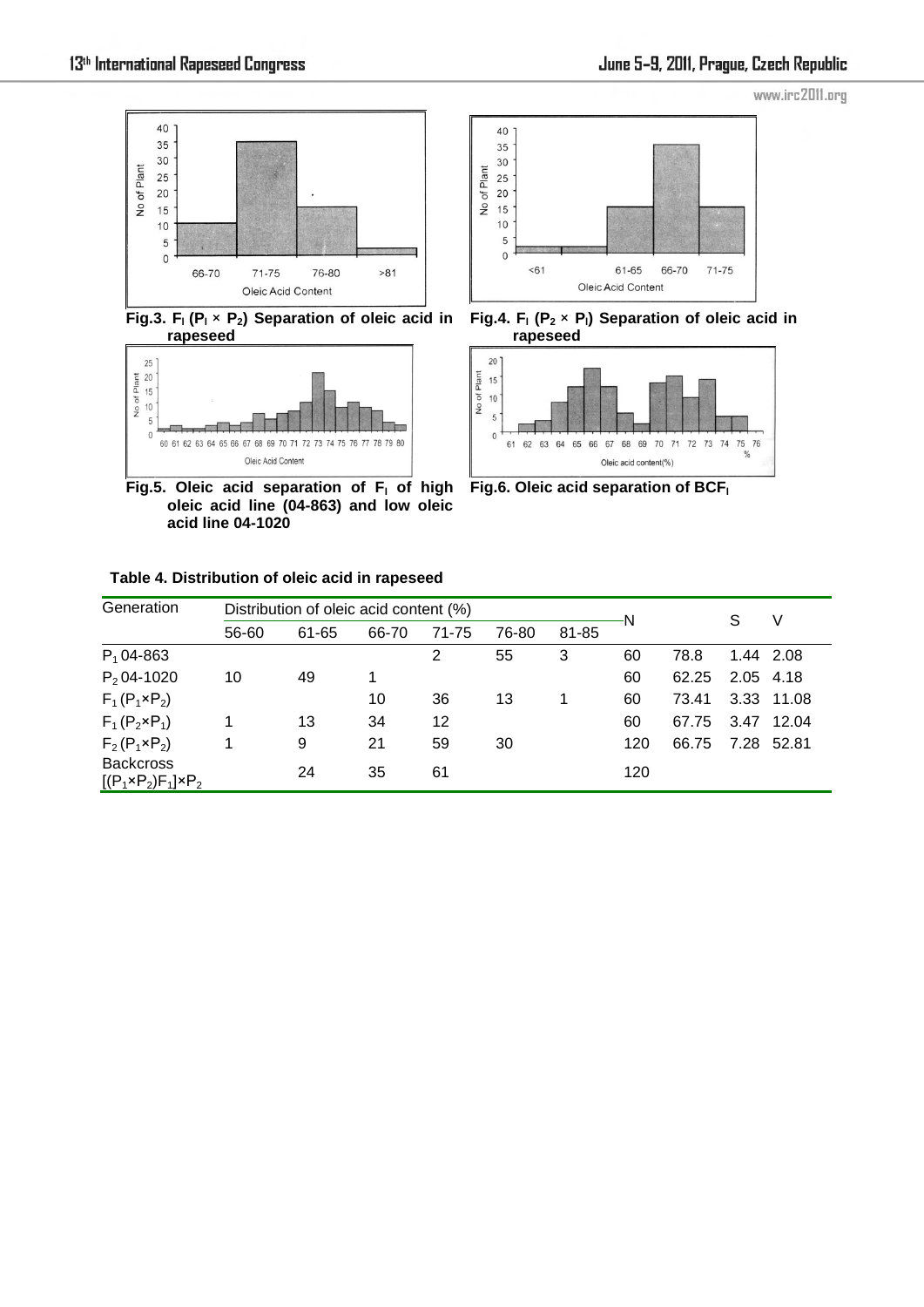Fig.3. $F_l$ ($P_l$ × $P_2$) Separation of oleic acid in rapeseed

Fig.4. $F_l$ ($P_2$ × $P_l$) Separation of oleic acid in rapeseed

Fig.5. Oleic acid separation of $F_l$ of high oleic acid line (04-863) and low oleic acid line 04-1020

Fig.6. Oleic acid separation of $BCF_l$

**Table 4. Distribution of oleic acid in rapeseed**

| Generation | Distribution of oleic acid content (%) | | | | | | N | | S | V |
|---|---|---|---|---|---|---|---|---|---|---|
| | 56-60 | 61-65 | 66-70 | 71-75 | 76-80 | 81-85 | | | | |
| $P_1$ 04-863 | | | | 2 | 55 | 3 | 60 | 78.8 | 1.44 | 2.08 |
| $P_2$ 04-1020 | 10 | 49 | 1 | | | | 60 | 62.25 | 2.05 | 4.18 |
| $F_1$ ($P_1$×$P_2$) | | | 10 | 36 | 13 | 1 | 60 | 73.41 | 3.33 | 11.08 |
| $F_1$ ($P_2$×$P_1$) | 1 | 13 | 34 | 12 | | | 60 | 67.75 | 3.47 | 12.04 |
| $F_2$ ($P_1$×$P_2$) | 1 | 9 | 21 | 59 | 30 | | 120 | 66.75 | 7.28 | 52.81 |
| Backcross [($P_1$×$P_2$)$F_1$]×$P_2$ | | 24 | 35 | 61 | | | 120 | | | |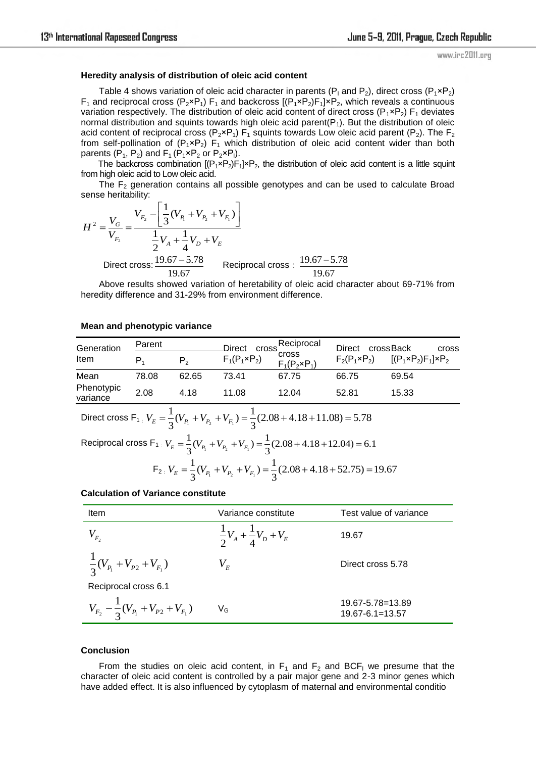### Heredity analysis of distribution of oleic acid content

Table 4 shows variation of oleic acid character in parents ($P_l$ and $P_2$), direct cross ($P_1 \times P_2$) $F_1$ and reciprocal cross ($P_2 \times P_1$) $F_1$ and backcross $[(P_1 \times P_2)F_1] \times P_2$, which reveals a continuous variation respectively. The distribution of oleic acid content of direct cross ($P_1 \times P_2$) $F_1$ deviates normal distribution and squints towards high oleic acid parent($P_1$). But the distribution of oleic acid content of reciprocal cross ($P_2 \times P_1$) $F_1$ squints towards Low oleic acid parent ($P_2$). The $F_2$ from self-pollination of ($P_1 \times P_2$) $F_1$ which distribution of oleic acid content wider than both parents ($P_1$, $P_2$) and $F_1$ ($P_1 \times P_2$ or $P_2 \times P_l$).

The backcross combination $[(P_1 \times P_2)F_1] \times P_2$, the distribution of oleic acid content is a little squint from high oleic acid to Low oleic acid.

The $F_2$ generation contains all possible genotypes and can be used to calculate Broad sense heritability:

$$H^2 = \frac{V_G}{V_{F_2}} = \frac{V_{F_2} - \left[\frac{1}{3}(V_{P_1} + V_{P_2} + V_{F_1})\right]}{\frac{1}{2}V_A + \frac{1}{4}V_D + V_E}$$

Direct cross: $\frac{19.67 - 5.78}{19.67}$ Reciprocal cross : $\frac{19.67 - 5.78}{19.67}$

Above results showed variation of heretability of oleic acid character about 69-71% from heredity difference and 31-29% from environment difference.

### Mean and phenotypic variance

| Generation Item | Parent | | Direct cross $F_1(P_1 \times P_2)$ | Reciprocal cross $F_1(P_2 \times P_1)$ | Direct cross $F_2(P_1 \times P_2)$ | Back cross $[(P_1 \times P_2)F_1] \times P_2$ |
|---|---|---|---|---|---|---|
| | $P_1$ | $P_2$ | | | | |
| Mean | 78.08 | 62.65 | 73.41 | 67.75 | 66.75 | 69.54 |
| Phenotypic variance | 2.08 | 4.18 | 11.08 | 12.04 | 52.81 | 15.33 |

Direct cross $F_1$ : $V_E = \frac{1}{3}(V_{P_1} + V_{P_2} + V_{F_1}) = \frac{1}{3}(2.08 + 4.18 + 11.08) = 5.78$

Reciprocal cross $F_1$ : $V_E = \frac{1}{3}(V_{P_1} + V_{P_2} + V_{F_1}) = \frac{1}{3}(2.08 + 4.18 + 12.04) = 6.1$

$F_2$ : $V_E = \frac{1}{3}(V_{P_1} + V_{P_2} + V_{F_1}) = \frac{1}{3}(2.08 + 4.18 + 52.75) = 19.67$

### Calculation of Variance constitute

| Item | Variance constitute | Test value of variance |
|---|---|---|
| $V_{F_2}$ | $\frac{1}{2}V_A + \frac{1}{4}V_D + V_E$ | 19.67 |
| $\frac{1}{3}(V_{P_1} + V_{P2} + V_{F_1})$ | $V_E$ | Direct cross 5.78 |
| Reciprocal cross 6.1 | | |
| $V_{F_2} - \frac{1}{3}(V_{P_1} + V_{P2} + V_{F_1})$ | $V_G$ | 19.67-5.78=13.89<br>19.67-6.1=13.57 |

### Conclusion

From the studies on oleic acid content, in $F_1$ and $F_2$ and $BCF_l$ we presume that the character of oleic acid content is controlled by a pair major gene and 2-3 minor genes which have added effect. It is also influenced by cytoplasm of maternal and environmental conditio